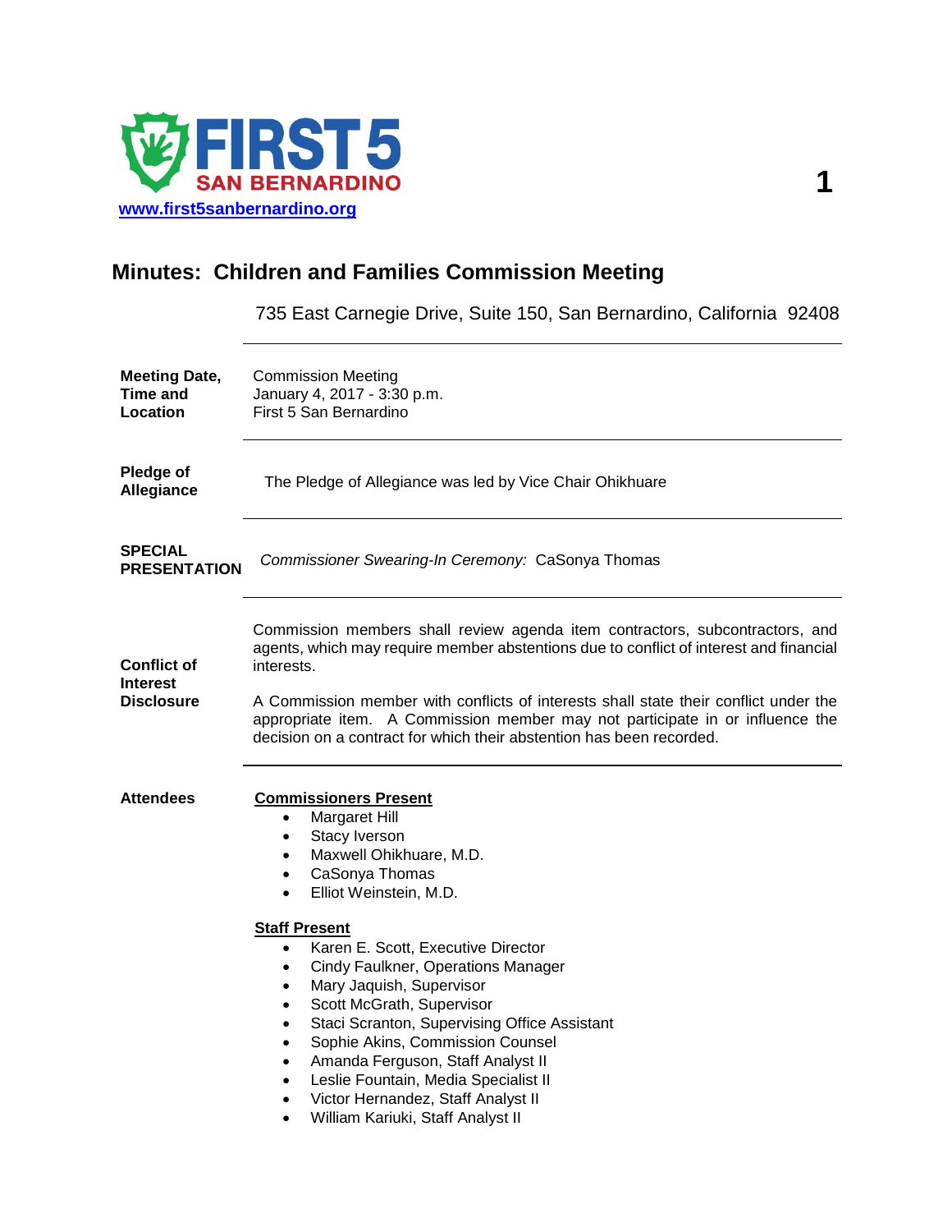FIRST 5 SAN BERNARDINO

www.first5sanbernardino.org

# Minutes: Children and Families Commission Meeting

735 East Carnegie Drive, Suite 150, San Bernardino, California 92408

**Meeting Date, Time and Location**

Commission Meeting
January 4, 2017 - 3:30 p.m.
First 5 San Bernardino

**Pledge of Allegiance**

The Pledge of Allegiance was led by Vice Chair Ohikhuare

**SPECIAL PRESENTATION**

*Commissioner Swearing-In Ceremony:* CaSonya Thomas

**Conflict of Interest Disclosure**

Commission members shall review agenda item contractors, subcontractors, and agents, which may require member abstentions due to conflict of interest and financial interests.

A Commission member with conflicts of interests shall state their conflict under the appropriate item. A Commission member may not participate in or influence the decision on a contract for which their abstention has been recorded.

**Attendees**

**Commissioners Present**

- Margaret Hill
- Stacy Iverson
- Maxwell Ohikhuare, M.D.
- CaSonya Thomas
- Elliot Weinstein, M.D.

**Staff Present**

- Karen E. Scott, Executive Director
- Cindy Faulkner, Operations Manager
- Mary Jaquish, Supervisor
- Scott McGrath, Supervisor
- Staci Scranton, Supervising Office Assistant
- Sophie Akins, Commission Counsel
- Amanda Ferguson, Staff Analyst II
- Leslie Fountain, Media Specialist II
- Victor Hernandez, Staff Analyst II
- William Kariuki, Staff Analyst II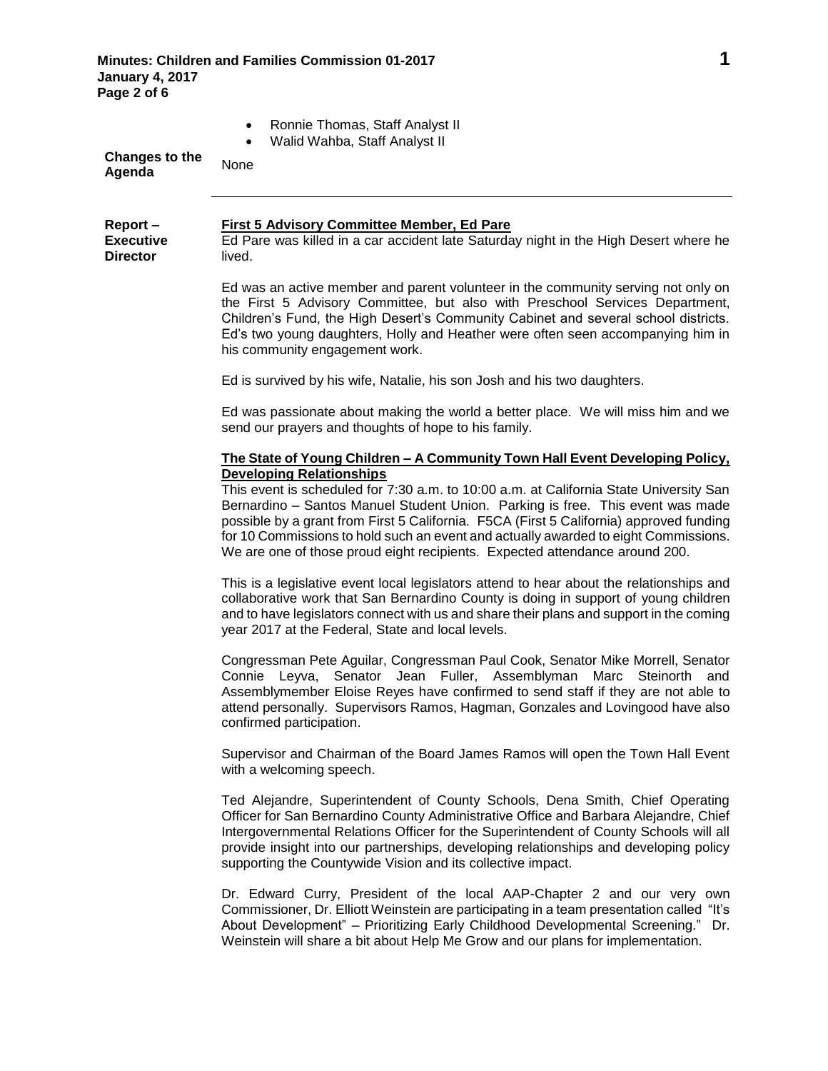- Ronnie Thomas, Staff Analyst II
- Walid Wahba, Staff Analyst II

**Changes to the Agenda**

None

---

**Report – Executive Director**

**First 5 Advisory Committee Member, Ed Pare**

Ed Pare was killed in a car accident late Saturday night in the High Desert where he lived.

Ed was an active member and parent volunteer in the community serving not only on the First 5 Advisory Committee, but also with Preschool Services Department, Children's Fund, the High Desert's Community Cabinet and several school districts. Ed's two young daughters, Holly and Heather were often seen accompanying him in his community engagement work.

Ed is survived by his wife, Natalie, his son Josh and his two daughters.

Ed was passionate about making the world a better place. We will miss him and we send our prayers and thoughts of hope to his family.

**The State of Young Children – A Community Town Hall Event Developing Policy, Developing Relationships**

This event is scheduled for 7:30 a.m. to 10:00 a.m. at California State University San Bernardino – Santos Manuel Student Union. Parking is free. This event was made possible by a grant from First 5 California. F5CA (First 5 California) approved funding for 10 Commissions to hold such an event and actually awarded to eight Commissions. We are one of those proud eight recipients. Expected attendance around 200.

This is a legislative event local legislators attend to hear about the relationships and collaborative work that San Bernardino County is doing in support of young children and to have legislators connect with us and share their plans and support in the coming year 2017 at the Federal, State and local levels.

Congressman Pete Aguilar, Congressman Paul Cook, Senator Mike Morrell, Senator Connie Leyva, Senator Jean Fuller, Assemblyman Marc Steinorth and Assemblymember Eloise Reyes have confirmed to send staff if they are not able to attend personally. Supervisors Ramos, Hagman, Gonzales and Lovingood have also confirmed participation.

Supervisor and Chairman of the Board James Ramos will open the Town Hall Event with a welcoming speech.

Ted Alejandre, Superintendent of County Schools, Dena Smith, Chief Operating Officer for San Bernardino County Administrative Office and Barbara Alejandre, Chief Intergovernmental Relations Officer for the Superintendent of County Schools will all provide insight into our partnerships, developing relationships and developing policy supporting the Countywide Vision and its collective impact.

Dr. Edward Curry, President of the local AAP-Chapter 2 and our very own Commissioner, Dr. Elliott Weinstein are participating in a team presentation called "It's About Development" – Prioritizing Early Childhood Developmental Screening." Dr. Weinstein will share a bit about Help Me Grow and our plans for implementation.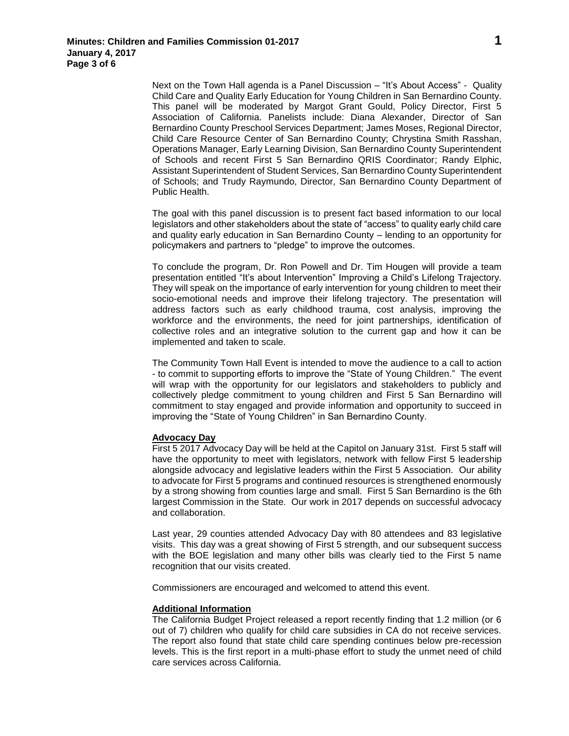Next on the Town Hall agenda is a Panel Discussion – "It's About Access" - Quality Child Care and Quality Early Education for Young Children in San Bernardino County. This panel will be moderated by Margot Grant Gould, Policy Director, First 5 Association of California. Panelists include: Diana Alexander, Director of San Bernardino County Preschool Services Department; James Moses, Regional Director, Child Care Resource Center of San Bernardino County; Chrystina Smith Rasshan, Operations Manager, Early Learning Division, San Bernardino County Superintendent of Schools and recent First 5 San Bernardino QRIS Coordinator; Randy Elphic, Assistant Superintendent of Student Services, San Bernardino County Superintendent of Schools; and Trudy Raymundo, Director, San Bernardino County Department of Public Health.

The goal with this panel discussion is to present fact based information to our local legislators and other stakeholders about the state of "access" to quality early child care and quality early education in San Bernardino County – lending to an opportunity for policymakers and partners to "pledge" to improve the outcomes.

To conclude the program, Dr. Ron Powell and Dr. Tim Hougen will provide a team presentation entitled "It's about Intervention" Improving a Child's Lifelong Trajectory. They will speak on the importance of early intervention for young children to meet their socio-emotional needs and improve their lifelong trajectory. The presentation will address factors such as early childhood trauma, cost analysis, improving the workforce and the environments, the need for joint partnerships, identification of collective roles and an integrative solution to the current gap and how it can be implemented and taken to scale.

The Community Town Hall Event is intended to move the audience to a call to action - to commit to supporting efforts to improve the "State of Young Children." The event will wrap with the opportunity for our legislators and stakeholders to publicly and collectively pledge commitment to young children and First 5 San Bernardino will commitment to stay engaged and provide information and opportunity to succeed in improving the "State of Young Children" in San Bernardino County.

**Advocacy Day**

First 5 2017 Advocacy Day will be held at the Capitol on January 31st. First 5 staff will have the opportunity to meet with legislators, network with fellow First 5 leadership alongside advocacy and legislative leaders within the First 5 Association. Our ability to advocate for First 5 programs and continued resources is strengthened enormously by a strong showing from counties large and small. First 5 San Bernardino is the 6th largest Commission in the State. Our work in 2017 depends on successful advocacy and collaboration.

Last year, 29 counties attended Advocacy Day with 80 attendees and 83 legislative visits. This day was a great showing of First 5 strength, and our subsequent success with the BOE legislation and many other bills was clearly tied to the First 5 name recognition that our visits created.

Commissioners are encouraged and welcomed to attend this event.

**Additional Information**

The California Budget Project released a report recently finding that 1.2 million (or 6 out of 7) children who qualify for child care subsidies in CA do not receive services. The report also found that state child care spending continues below pre-recession levels. This is the first report in a multi-phase effort to study the unmet need of child care services across California.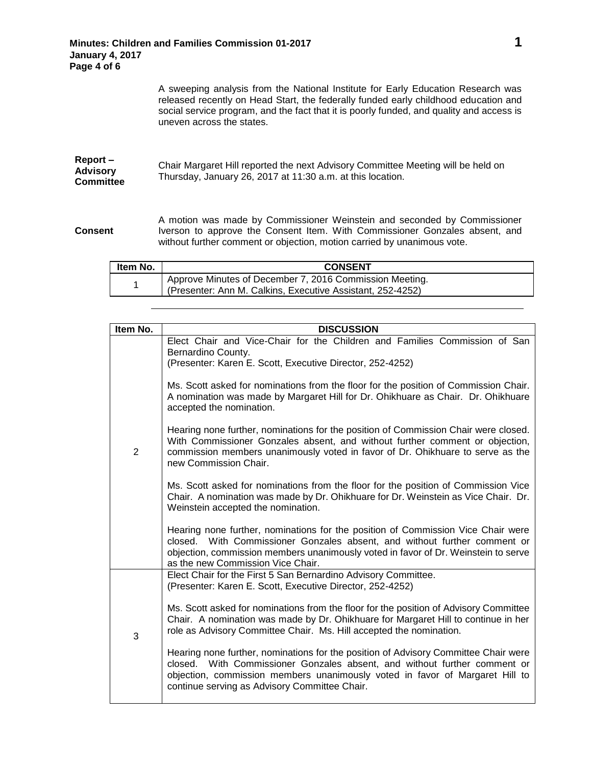A sweeping analysis from the National Institute for Early Education Research was released recently on Head Start, the federally funded early childhood education and social service program, and the fact that it is poorly funded, and quality and access is uneven across the states.

**Report – Advisory Committee**

Chair Margaret Hill reported the next Advisory Committee Meeting will be held on Thursday, January 26, 2017 at 11:30 a.m. at this location.

**Consent**

A motion was made by Commissioner Weinstein and seconded by Commissioner Iverson to approve the Consent Item. With Commissioner Gonzales absent, and without further comment or objection, motion carried by unanimous vote.

| Item No. | CONSENT |
|---|---|
| 1 | Approve Minutes of December 7, 2016 Commission Meeting.<br>(Presenter: Ann M. Calkins, Executive Assistant, 252-4252) |

| Item No. | DISCUSSION |
|---|---|
| 2 | Elect Chair and Vice-Chair for the Children and Families Commission of San Bernardino County.<br>(Presenter: Karen E. Scott, Executive Director, 252-4252)<br><br>Ms. Scott asked for nominations from the floor for the position of Commission Chair. A nomination was made by Margaret Hill for Dr. Ohikhuare as Chair. Dr. Ohikhuare accepted the nomination.<br><br>Hearing none further, nominations for the position of Commission Chair were closed. With Commissioner Gonzales absent, and without further comment or objection, commission members unanimously voted in favor of Dr. Ohikhuare to serve as the new Commission Chair.<br><br>Ms. Scott asked for nominations from the floor for the position of Commission Vice Chair. A nomination was made by Dr. Ohikhuare for Dr. Weinstein as Vice Chair. Dr. Weinstein accepted the nomination.<br><br>Hearing none further, nominations for the position of Commission Vice Chair were closed. With Commissioner Gonzales absent, and without further comment or objection, commission members unanimously voted in favor of Dr. Weinstein to serve as the new Commission Vice Chair. |
| 3 | Elect Chair for the First 5 San Bernardino Advisory Committee.<br>(Presenter: Karen E. Scott, Executive Director, 252-4252)<br><br>Ms. Scott asked for nominations from the floor for the position of Advisory Committee Chair. A nomination was made by Dr. Ohikhuare for Margaret Hill to continue in her role as Advisory Committee Chair. Ms. Hill accepted the nomination.<br><br>Hearing none further, nominations for the position of Advisory Committee Chair were closed. With Commissioner Gonzales absent, and without further comment or objection, commission members unanimously voted in favor of Margaret Hill to continue serving as Advisory Committee Chair. |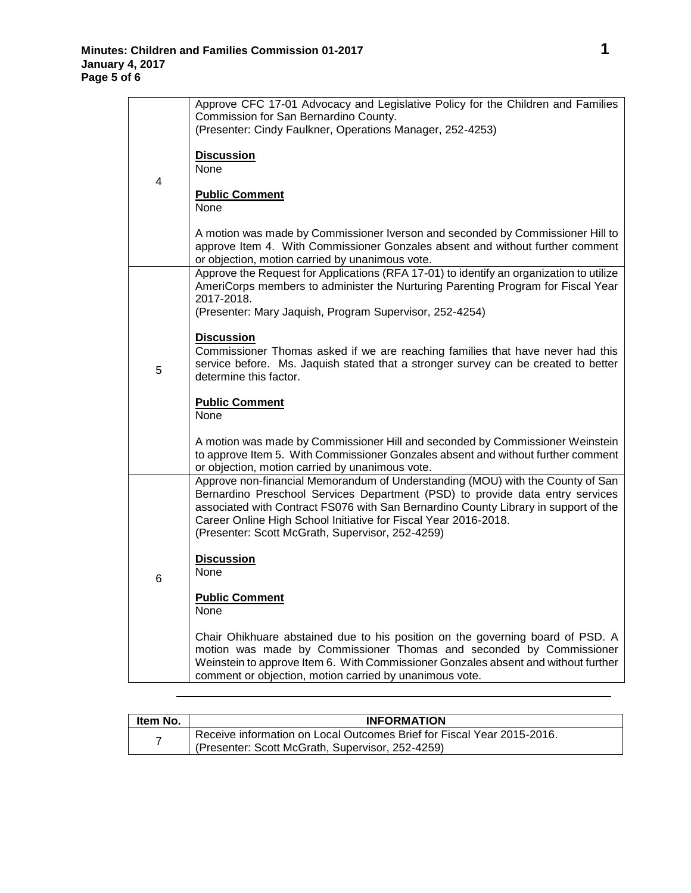| | |
|---|---|
| 4 | Approve CFC 17-01 Advocacy and Legislative Policy for the Children and Families Commission for San Bernardino County.<br>(Presenter: Cindy Faulkner, Operations Manager, 252-4253)<br><br>**Discussion**<br>None<br><br>**Public Comment**<br>None<br><br>A motion was made by Commissioner Iverson and seconded by Commissioner Hill to approve Item 4. With Commissioner Gonzales absent and without further comment or objection, motion carried by unanimous vote. |
| 5 | Approve the Request for Applications (RFA 17-01) to identify an organization to utilize AmeriCorps members to administer the Nurturing Parenting Program for Fiscal Year 2017-2018.<br>(Presenter: Mary Jaquish, Program Supervisor, 252-4254)<br><br>**Discussion**<br>Commissioner Thomas asked if we are reaching families that have never had this service before. Ms. Jaquish stated that a stronger survey can be created to better determine this factor.<br><br>**Public Comment**<br>None<br><br>A motion was made by Commissioner Hill and seconded by Commissioner Weinstein to approve Item 5. With Commissioner Gonzales absent and without further comment or objection, motion carried by unanimous vote. |
| 6 | Approve non-financial Memorandum of Understanding (MOU) with the County of San Bernardino Preschool Services Department (PSD) to provide data entry services associated with Contract FS076 with San Bernardino County Library in support of the Career Online High School Initiative for Fiscal Year 2016-2018.<br>(Presenter: Scott McGrath, Supervisor, 252-4259)<br><br>**Discussion**<br>None<br><br>**Public Comment**<br>None<br><br>Chair Ohikhuare abstained due to his position on the governing board of PSD. A motion was made by Commissioner Thomas and seconded by Commissioner Weinstein to approve Item 6. With Commissioner Gonzales absent and without further comment or objection, motion carried by unanimous vote. |

---

| Item No. | INFORMATION |
|---|---|
| 7 | Receive information on Local Outcomes Brief for Fiscal Year 2015-2016.<br>(Presenter: Scott McGrath, Supervisor, 252-4259) |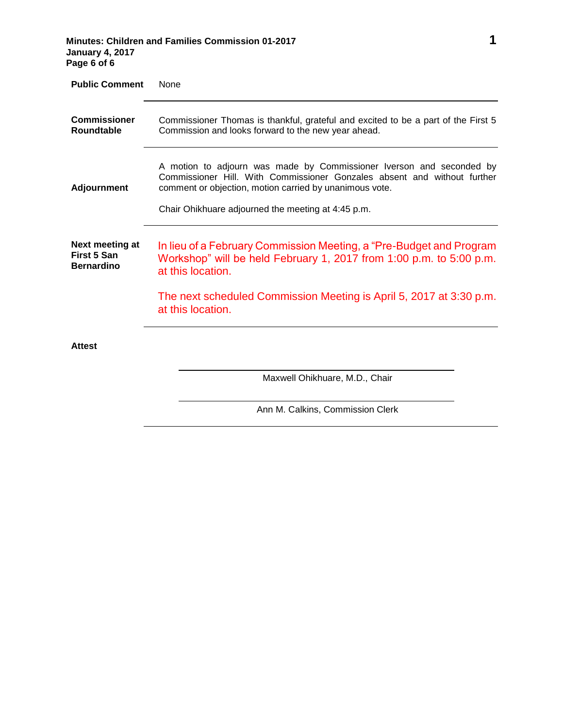| | |
|---|---|
| **Public Comment** | None |
| **Commissioner Roundtable** | Commissioner Thomas is thankful, grateful and excited to be a part of the First 5 Commission and looks forward to the new year ahead. |
| **Adjournment** | A motion to adjourn was made by Commissioner Iverson and seconded by Commissioner Hill. With Commissioner Gonzales absent and without further comment or objection, motion carried by unanimous vote.<br><br>Chair Ohikhuare adjourned the meeting at 4:45 p.m. |
| **Next meeting at First 5 San Bernardino** | In lieu of a February Commission Meeting, a "Pre-Budget and Program Workshop" will be held February 1, 2017 from 1:00 p.m. to 5:00 p.m. at this location.<br><br>The next scheduled Commission Meeting is April 5, 2017 at 3:30 p.m. at this location. |

**Attest**

Maxwell Ohikhuare, M.D., Chair

Ann M. Calkins, Commission Clerk